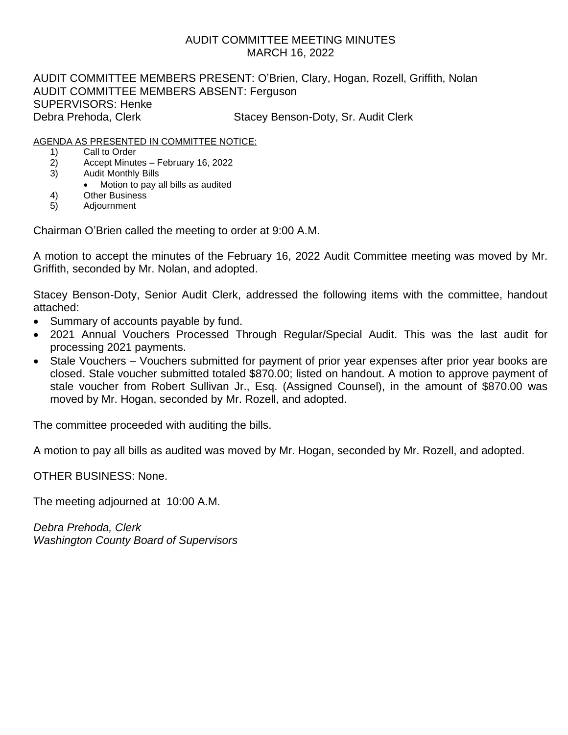# AUDIT COMMITTEE MEETING MINUTES
## MARCH 16, 2022

AUDIT COMMITTEE MEMBERS PRESENT: O'Brien, Clary, Hogan, Rozell, Griffith, Nolan
AUDIT COMMITTEE MEMBERS ABSENT: Ferguson
SUPERVISORS: Henke
Debra Prehoda, Clerk Stacey Benson-Doty, Sr. Audit Clerk

AGENDA AS PRESENTED IN COMMITTEE NOTICE:

1) Call to Order
2) Accept Minutes – February 16, 2022
3) Audit Monthly Bills
    - Motion to pay all bills as audited
4) Other Business
5) Adjournment

Chairman O'Brien called the meeting to order at 9:00 A.M.

A motion to accept the minutes of the February 16, 2022 Audit Committee meeting was moved by Mr. Griffith, seconded by Mr. Nolan, and adopted.

Stacey Benson-Doty, Senior Audit Clerk, addressed the following items with the committee, handout attached:

- Summary of accounts payable by fund.
- 2021 Annual Vouchers Processed Through Regular/Special Audit. This was the last audit for processing 2021 payments.
- Stale Vouchers – Vouchers submitted for payment of prior year expenses after prior year books are closed. Stale voucher submitted totaled $870.00; listed on handout. A motion to approve payment of stale voucher from Robert Sullivan Jr., Esq. (Assigned Counsel), in the amount of $870.00 was moved by Mr. Hogan, seconded by Mr. Rozell, and adopted.

The committee proceeded with auditing the bills.

A motion to pay all bills as audited was moved by Mr. Hogan, seconded by Mr. Rozell, and adopted.

OTHER BUSINESS: None.

The meeting adjourned at 10:00 A.M.

*Debra Prehoda, Clerk*
*Washington County Board of Supervisors*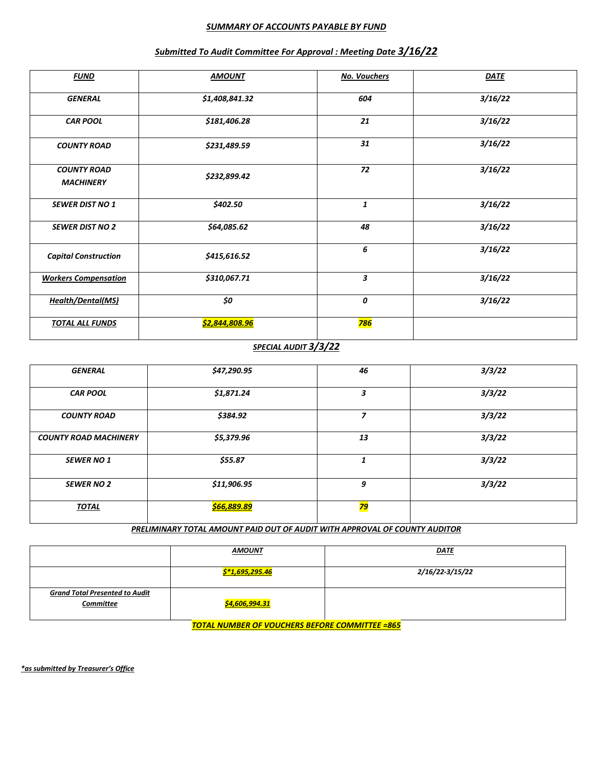## *SUMMARY OF ACCOUNTS PAYABLE BY FUND*

### *Submitted To Audit Committee For Approval : Meeting Date 3/16/22*

| ***FUND*** | ***AMOUNT*** | ***No. Vouchers*** | ***DATE*** |
|---|---|---|---|
| ***GENERAL*** | ***$1,408,841.32*** | ***604*** | ***3/16/22*** |
| ***CAR POOL*** | ***$181,406.28*** | ***21*** | ***3/16/22*** |
| ***COUNTY ROAD*** | ***$231,489.59*** | ***31*** | ***3/16/22*** |
| ***COUNTY ROAD MACHINERY*** | ***$232,899.42*** | ***72*** | ***3/16/22*** |
| ***SEWER DIST NO 1*** | ***$402.50*** | ***1*** | ***3/16/22*** |
| ***SEWER DIST NO 2*** | ***$64,085.62*** | ***48*** | ***3/16/22*** |
| ***Capital Construction*** | ***$415,616.52*** | ***6*** | ***3/16/22*** |
| ***Workers Compensation*** | ***$310,067.71*** | ***3*** | ***3/16/22*** |
| ***Health/Dental(MS)*** | ***$0*** | ***0*** | ***3/16/22*** |
| ***TOTAL ALL FUNDS*** | ***$2,844,808.96*** | ***786*** | |

### *SPECIAL AUDIT 3/3/22*

| | | | |
|---|---|---|---|
| ***GENERAL*** | ***$47,290.95*** | ***46*** | ***3/3/22*** |
| ***CAR POOL*** | ***$1,871.24*** | ***3*** | ***3/3/22*** |
| ***COUNTY ROAD*** | ***$384.92*** | ***7*** | ***3/3/22*** |
| ***COUNTY ROAD MACHINERY*** | ***$5,379.96*** | ***13*** | ***3/3/22*** |
| ***SEWER NO 1*** | ***$55.87*** | ***1*** | ***3/3/22*** |
| ***SEWER NO 2*** | ***$11,906.95*** | ***9*** | ***3/3/22*** |
| ***TOTAL*** | ***$66,889.89*** | ***79*** | |

***PRELIMINARY TOTAL AMOUNT PAID OUT OF AUDIT WITH APPROVAL OF COUNTY AUDITOR***

| | ***AMOUNT*** | ***DATE*** |
|---|---|---|
| | ***$*1,695,295.46*** | ***2/16/22-3/15/22*** |
| ***Grand Total Presented to Audit Committee*** | ***$4,606,994.31*** | |

***TOTAL NUMBER OF VOUCHERS BEFORE COMMITTEE =865***

****as submitted by Treasurer's Office***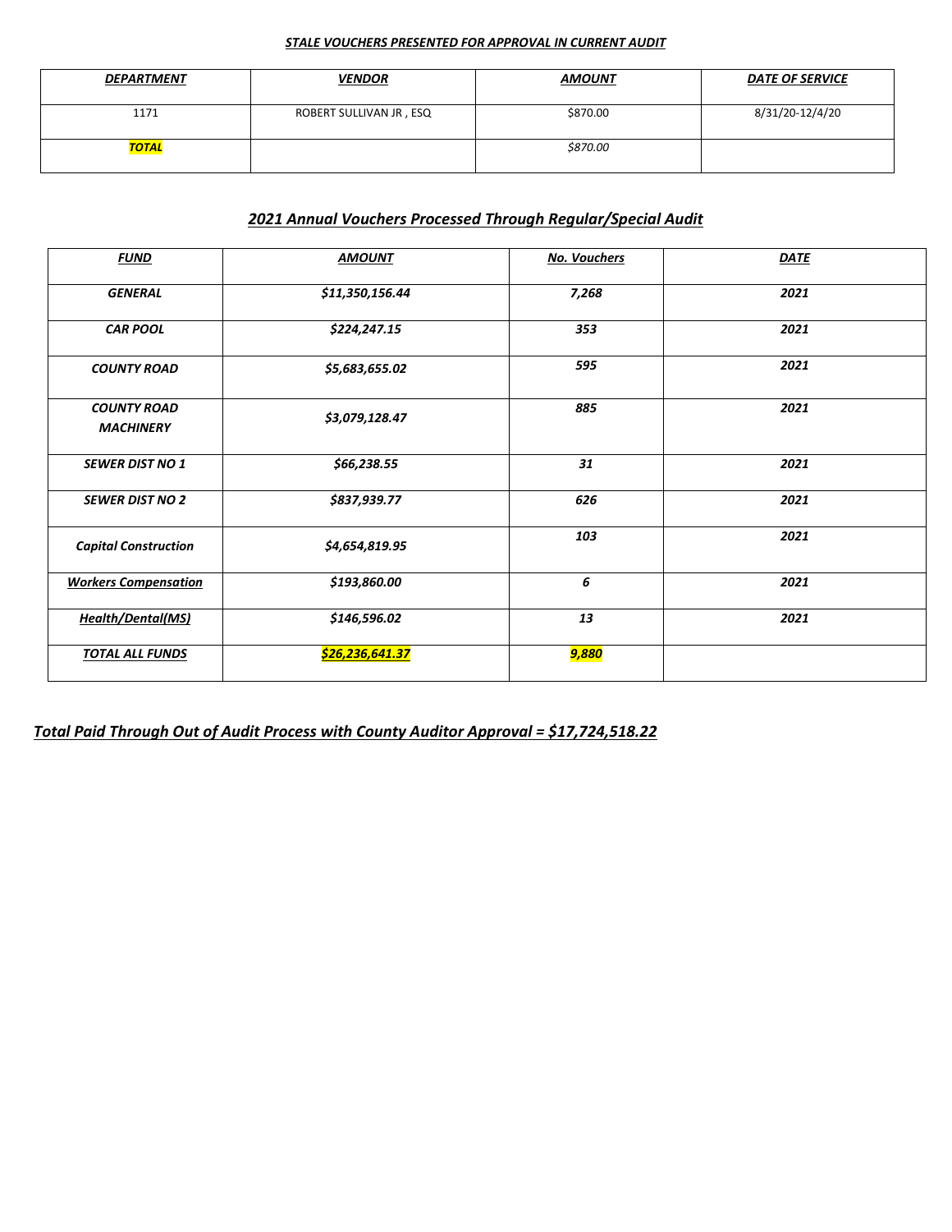***STALE VOUCHERS PRESENTED FOR APPROVAL IN CURRENT AUDIT***

| ***DEPARTMENT*** | ***VENDOR*** | ***AMOUNT*** | ***DATE OF SERVICE*** |
|---|---|---|---|
| 1171 | ROBERT SULLIVAN JR , ESQ | $870.00 | 8/31/20-12/4/20 |
| ***TOTAL*** | | *$870.00* | |

## ***2021 Annual Vouchers Processed Through Regular/Special Audit***

| ***FUND*** | ***AMOUNT*** | ***No. Vouchers*** | ***DATE*** |
|---|---|---|---|
| ***GENERAL*** | ***$11,350,156.44*** | ***7,268*** | ***2021*** |
| ***CAR POOL*** | ***$224,247.15*** | ***353*** | ***2021*** |
| ***COUNTY ROAD*** | ***$5,683,655.02*** | ***595*** | ***2021*** |
| ***COUNTY ROAD MACHINERY*** | ***$3,079,128.47*** | ***885*** | ***2021*** |
| ***SEWER DIST NO 1*** | ***$66,238.55*** | ***31*** | ***2021*** |
| ***SEWER DIST NO 2*** | ***$837,939.77*** | ***626*** | ***2021*** |
| ***Capital Construction*** | ***$4,654,819.95*** | ***103*** | ***2021*** |
| ***Workers Compensation*** | ***$193,860.00*** | ***6*** | ***2021*** |
| ***Health/Dental(MS)*** | ***$146,596.02*** | ***13*** | ***2021*** |
| ***TOTAL ALL FUNDS*** | ***$26,236,641.37*** | ***9,880*** | |

***Total Paid Through Out of Audit Process with County Auditor Approval = $17,724,518.22***